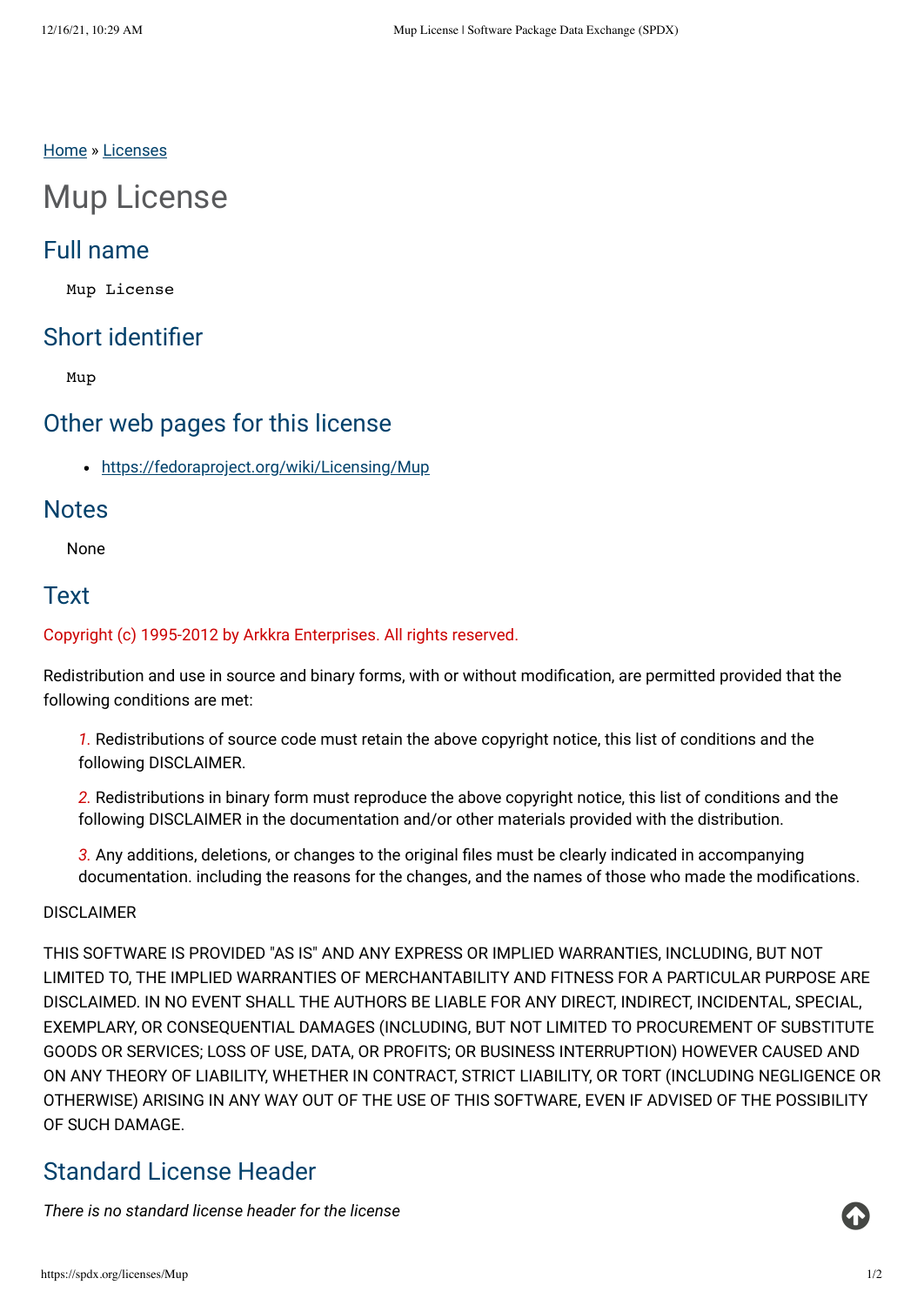Home » Licenses

# Mup License

## Full name

```
Mup License
```

## Short identifier

```
Mup
```

## Other web pages for this license

- https://fedoraproject.org/wiki/Licensing/Mup

## Notes

None

## Text

Copyright (c) 1995-2012 by Arkkra Enterprises. All rights reserved.

Redistribution and use in source and binary forms, with or without modification, are permitted provided that the following conditions are met:

1. Redistributions of source code must retain the above copyright notice, this list of conditions and the following DISCLAIMER.

2. Redistributions in binary form must reproduce the above copyright notice, this list of conditions and the following DISCLAIMER in the documentation and/or other materials provided with the distribution.

3. Any additions, deletions, or changes to the original files must be clearly indicated in accompanying documentation. including the reasons for the changes, and the names of those who made the modifications.

DISCLAIMER

THIS SOFTWARE IS PROVIDED "AS IS" AND ANY EXPRESS OR IMPLIED WARRANTIES, INCLUDING, BUT NOT LIMITED TO, THE IMPLIED WARRANTIES OF MERCHANTABILITY AND FITNESS FOR A PARTICULAR PURPOSE ARE DISCLAIMED. IN NO EVENT SHALL THE AUTHORS BE LIABLE FOR ANY DIRECT, INDIRECT, INCIDENTAL, SPECIAL, EXEMPLARY, OR CONSEQUENTIAL DAMAGES (INCLUDING, BUT NOT LIMITED TO PROCUREMENT OF SUBSTITUTE GOODS OR SERVICES; LOSS OF USE, DATA, OR PROFITS; OR BUSINESS INTERRUPTION) HOWEVER CAUSED AND ON ANY THEORY OF LIABILITY, WHETHER IN CONTRACT, STRICT LIABILITY, OR TORT (INCLUDING NEGLIGENCE OR OTHERWISE) ARISING IN ANY WAY OUT OF THE USE OF THIS SOFTWARE, EVEN IF ADVISED OF THE POSSIBILITY OF SUCH DAMAGE.

## Standard License Header

*There is no standard license header for the license*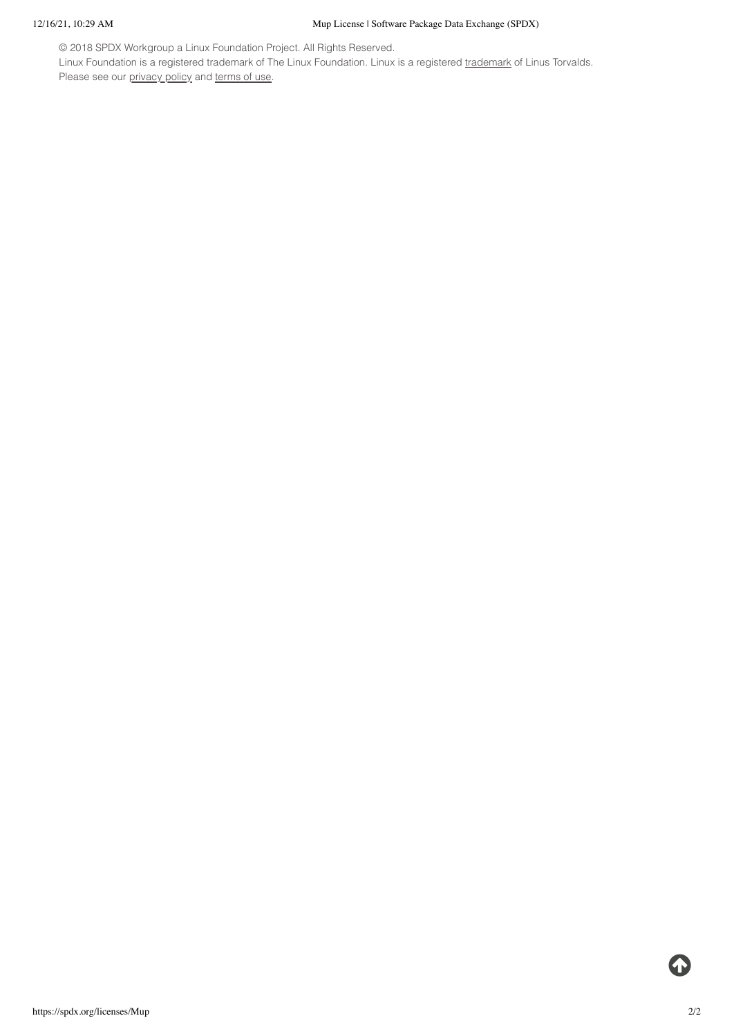© 2018 SPDX Workgroup a Linux Foundation Project. All Rights Reserved.
Linux Foundation is a registered trademark of The Linux Foundation. Linux is a registered trademark of Linus Torvalds.
Please see our privacy policy and terms of use.